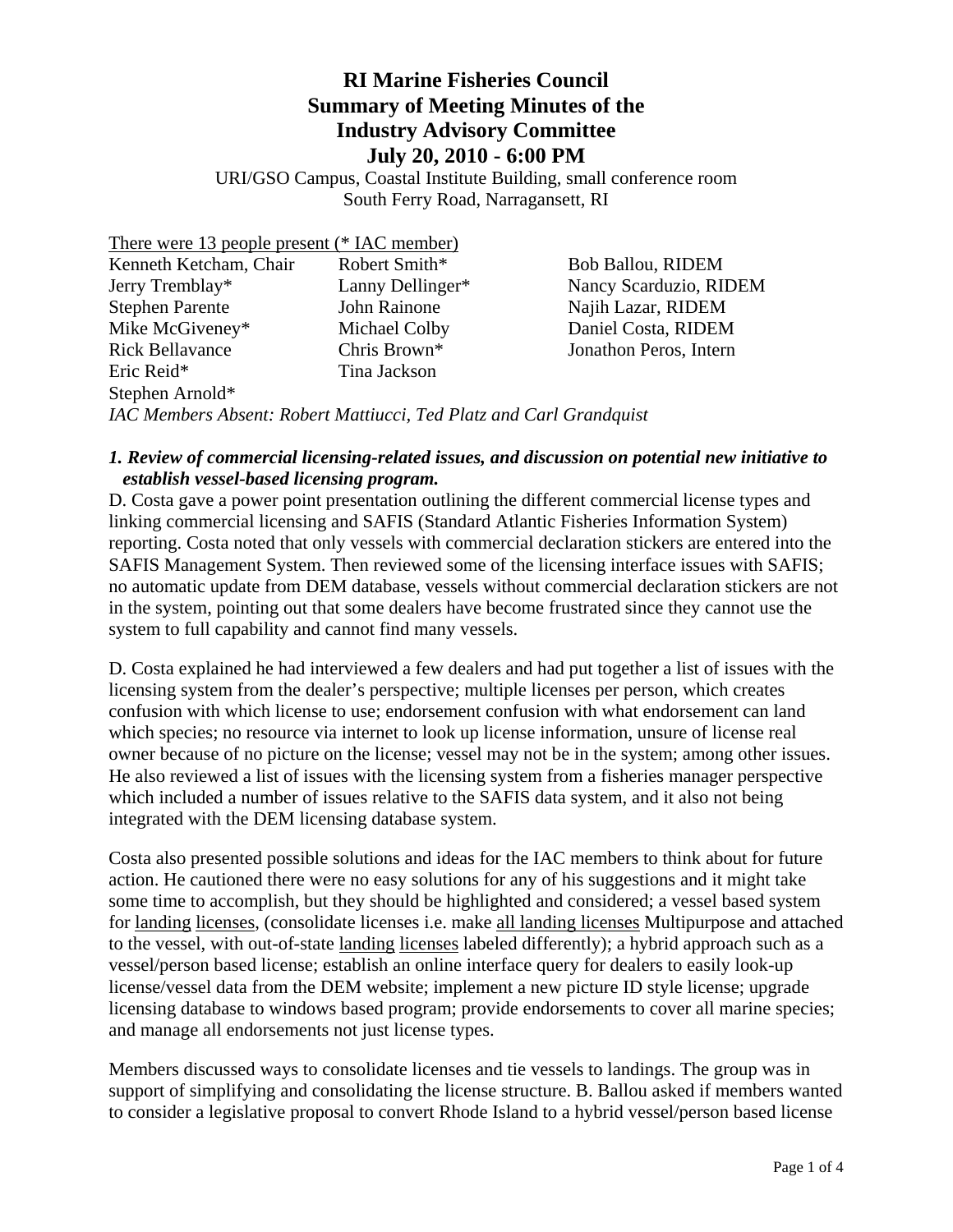# RI Marine Fisheries Council
# Summary of Meeting Minutes of the
# Industry Advisory Committee
# July 20, 2010 - 6:00 PM

URI/GSO Campus, Coastal Institute Building, small conference room
South Ferry Road, Narragansett, RI

There were 13 people present (* IAC member)

| | | |
|---|---|---|
| Kenneth Ketcham, Chair | Robert Smith* | Bob Ballou, RIDEM |
| Jerry Tremblay* | Lanny Dellinger* | Nancy Scarduzio, RIDEM |
| Stephen Parente | John Rainone | Najih Lazar, RIDEM |
| Mike McGiveney* | Michael Colby | Daniel Costa, RIDEM |
| Rick Bellavance | Chris Brown* | Jonathon Peros, Intern |
| Eric Reid* | Tina Jackson | |
| Stephen Arnold* | | |

*IAC Members Absent: Robert Mattiucci, Ted Platz and Carl Grandquist*

***1. Review of commercial licensing-related issues, and discussion on potential new initiative to establish vessel-based licensing program.***

D. Costa gave a power point presentation outlining the different commercial license types and linking commercial licensing and SAFIS (Standard Atlantic Fisheries Information System) reporting. Costa noted that only vessels with commercial declaration stickers are entered into the SAFIS Management System. Then reviewed some of the licensing interface issues with SAFIS; no automatic update from DEM database, vessels without commercial declaration stickers are not in the system, pointing out that some dealers have become frustrated since they cannot use the system to full capability and cannot find many vessels.

D. Costa explained he had interviewed a few dealers and had put together a list of issues with the licensing system from the dealer's perspective; multiple licenses per person, which creates confusion with which license to use; endorsement confusion with what endorsement can land which species; no resource via internet to look up license information, unsure of license real owner because of no picture on the license; vessel may not be in the system; among other issues. He also reviewed a list of issues with the licensing system from a fisheries manager perspective which included a number of issues relative to the SAFIS data system, and it also not being integrated with the DEM licensing database system.

Costa also presented possible solutions and ideas for the IAC members to think about for future action. He cautioned there were no easy solutions for any of his suggestions and it might take some time to accomplish, but they should be highlighted and considered; a vessel based system for <u>landing</u> <u>licenses</u>, (consolidate licenses i.e. make <u>all landing licenses</u> Multipurpose and attached to the vessel, with out-of-state <u>landing</u> <u>licenses</u> labeled differently); a hybrid approach such as a vessel/person based license; establish an online interface query for dealers to easily look-up license/vessel data from the DEM website; implement a new picture ID style license; upgrade licensing database to windows based program; provide endorsements to cover all marine species; and manage all endorsements not just license types.

Members discussed ways to consolidate licenses and tie vessels to landings. The group was in support of simplifying and consolidating the license structure. B. Ballou asked if members wanted to consider a legislative proposal to convert Rhode Island to a hybrid vessel/person based license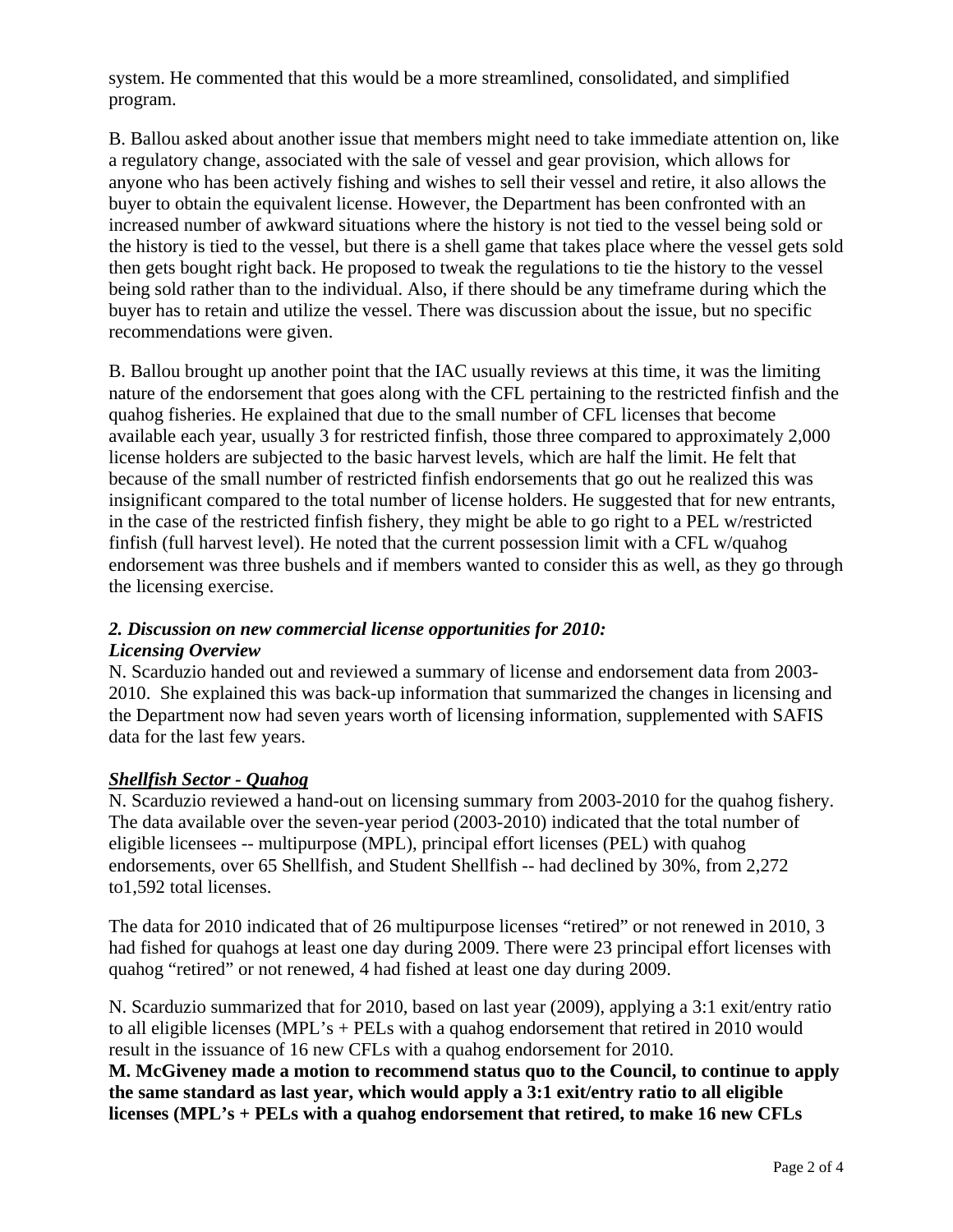system. He commented that this would be a more streamlined, consolidated, and simplified program.

B. Ballou asked about another issue that members might need to take immediate attention on, like a regulatory change, associated with the sale of vessel and gear provision, which allows for anyone who has been actively fishing and wishes to sell their vessel and retire, it also allows the buyer to obtain the equivalent license. However, the Department has been confronted with an increased number of awkward situations where the history is not tied to the vessel being sold or the history is tied to the vessel, but there is a shell game that takes place where the vessel gets sold then gets bought right back. He proposed to tweak the regulations to tie the history to the vessel being sold rather than to the individual. Also, if there should be any timeframe during which the buyer has to retain and utilize the vessel. There was discussion about the issue, but no specific recommendations were given.

B. Ballou brought up another point that the IAC usually reviews at this time, it was the limiting nature of the endorsement that goes along with the CFL pertaining to the restricted finfish and the quahog fisheries. He explained that due to the small number of CFL licenses that become available each year, usually 3 for restricted finfish, those three compared to approximately 2,000 license holders are subjected to the basic harvest levels, which are half the limit. He felt that because of the small number of restricted finfish endorsements that go out he realized this was insignificant compared to the total number of license holders. He suggested that for new entrants, in the case of the restricted finfish fishery, they might be able to go right to a PEL w/restricted finfish (full harvest level). He noted that the current possession limit with a CFL w/quahog endorsement was three bushels and if members wanted to consider this as well, as they go through the licensing exercise.

### *2. Discussion on new commercial license opportunities for 2010:*

#### *Licensing Overview*

N. Scarduzio handed out and reviewed a summary of license and endorsement data from 2003-2010. She explained this was back-up information that summarized the changes in licensing and the Department now had seven years worth of licensing information, supplemented with SAFIS data for the last few years.

#### ***Shellfish Sector - Quahog***

N. Scarduzio reviewed a hand-out on licensing summary from 2003-2010 for the quahog fishery. The data available over the seven-year period (2003-2010) indicated that the total number of eligible licensees -- multipurpose (MPL), principal effort licenses (PEL) with quahog endorsements, over 65 Shellfish, and Student Shellfish -- had declined by 30%, from 2,272 to1,592 total licenses.

The data for 2010 indicated that of 26 multipurpose licenses "retired" or not renewed in 2010, 3 had fished for quahogs at least one day during 2009. There were 23 principal effort licenses with quahog "retired" or not renewed, 4 had fished at least one day during 2009.

N. Scarduzio summarized that for 2010, based on last year (2009), applying a 3:1 exit/entry ratio to all eligible licenses (MPL's + PELs with a quahog endorsement that retired in 2010 would result in the issuance of 16 new CFLs with a quahog endorsement for 2010.

**M. McGiveney made a motion to recommend status quo to the Council, to continue to apply the same standard as last year, which would apply a 3:1 exit/entry ratio to all eligible licenses (MPL's + PELs with a quahog endorsement that retired, to make 16 new CFLs**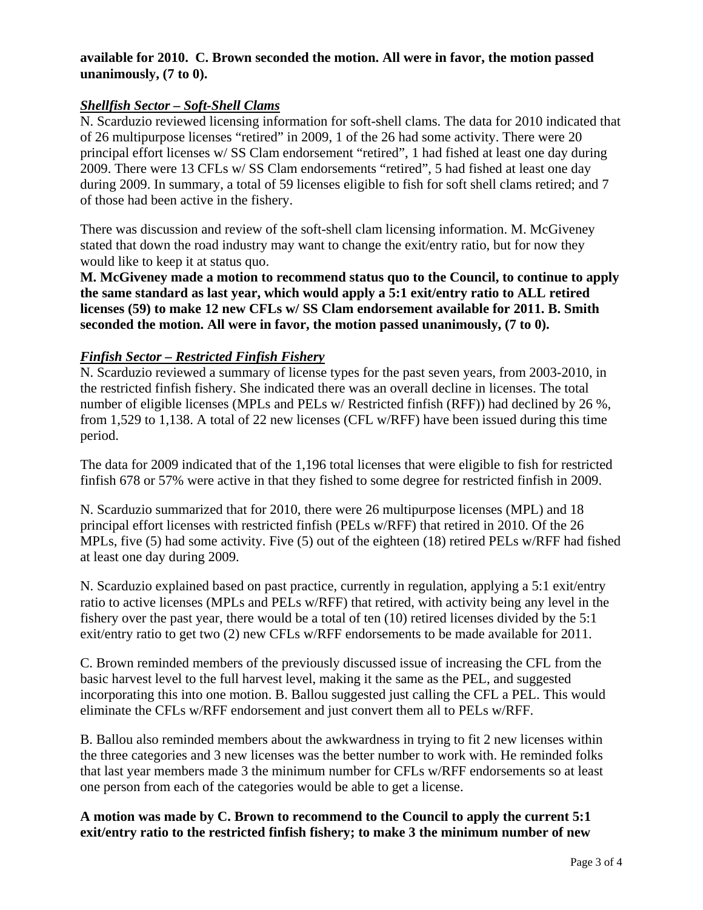**available for 2010. C. Brown seconded the motion. All were in favor, the motion passed unanimously, (7 to 0).**

***Shellfish Sector – Soft-Shell Clams***

N. Scarduzio reviewed licensing information for soft-shell clams. The data for 2010 indicated that of 26 multipurpose licenses "retired" in 2009, 1 of the 26 had some activity. There were 20 principal effort licenses w/ SS Clam endorsement "retired", 1 had fished at least one day during 2009. There were 13 CFLs w/ SS Clam endorsements "retired", 5 had fished at least one day during 2009. In summary, a total of 59 licenses eligible to fish for soft shell clams retired; and 7 of those had been active in the fishery.

There was discussion and review of the soft-shell clam licensing information. M. McGiveney stated that down the road industry may want to change the exit/entry ratio, but for now they would like to keep it at status quo.

**M. McGiveney made a motion to recommend status quo to the Council, to continue to apply the same standard as last year, which would apply a 5:1 exit/entry ratio to ALL retired licenses (59) to make 12 new CFLs w/ SS Clam endorsement available for 2011. B. Smith seconded the motion. All were in favor, the motion passed unanimously, (7 to 0).**

***Finfish Sector – Restricted Finfish Fishery***

N. Scarduzio reviewed a summary of license types for the past seven years, from 2003-2010, in the restricted finfish fishery. She indicated there was an overall decline in licenses. The total number of eligible licenses (MPLs and PELs w/ Restricted finfish (RFF)) had declined by 26 %, from 1,529 to 1,138. A total of 22 new licenses (CFL w/RFF) have been issued during this time period.

The data for 2009 indicated that of the 1,196 total licenses that were eligible to fish for restricted finfish 678 or 57% were active in that they fished to some degree for restricted finfish in 2009.

N. Scarduzio summarized that for 2010, there were 26 multipurpose licenses (MPL) and 18 principal effort licenses with restricted finfish (PELs w/RFF) that retired in 2010. Of the 26 MPLs, five (5) had some activity. Five (5) out of the eighteen (18) retired PELs w/RFF had fished at least one day during 2009.

N. Scarduzio explained based on past practice, currently in regulation, applying a 5:1 exit/entry ratio to active licenses (MPLs and PELs w/RFF) that retired, with activity being any level in the fishery over the past year, there would be a total of ten (10) retired licenses divided by the 5:1 exit/entry ratio to get two (2) new CFLs w/RFF endorsements to be made available for 2011.

C. Brown reminded members of the previously discussed issue of increasing the CFL from the basic harvest level to the full harvest level, making it the same as the PEL, and suggested incorporating this into one motion. B. Ballou suggested just calling the CFL a PEL. This would eliminate the CFLs w/RFF endorsement and just convert them all to PELs w/RFF.

B. Ballou also reminded members about the awkwardness in trying to fit 2 new licenses within the three categories and 3 new licenses was the better number to work with. He reminded folks that last year members made 3 the minimum number for CFLs w/RFF endorsements so at least one person from each of the categories would be able to get a license.

**A motion was made by C. Brown to recommend to the Council to apply the current 5:1 exit/entry ratio to the restricted finfish fishery; to make 3 the minimum number of new**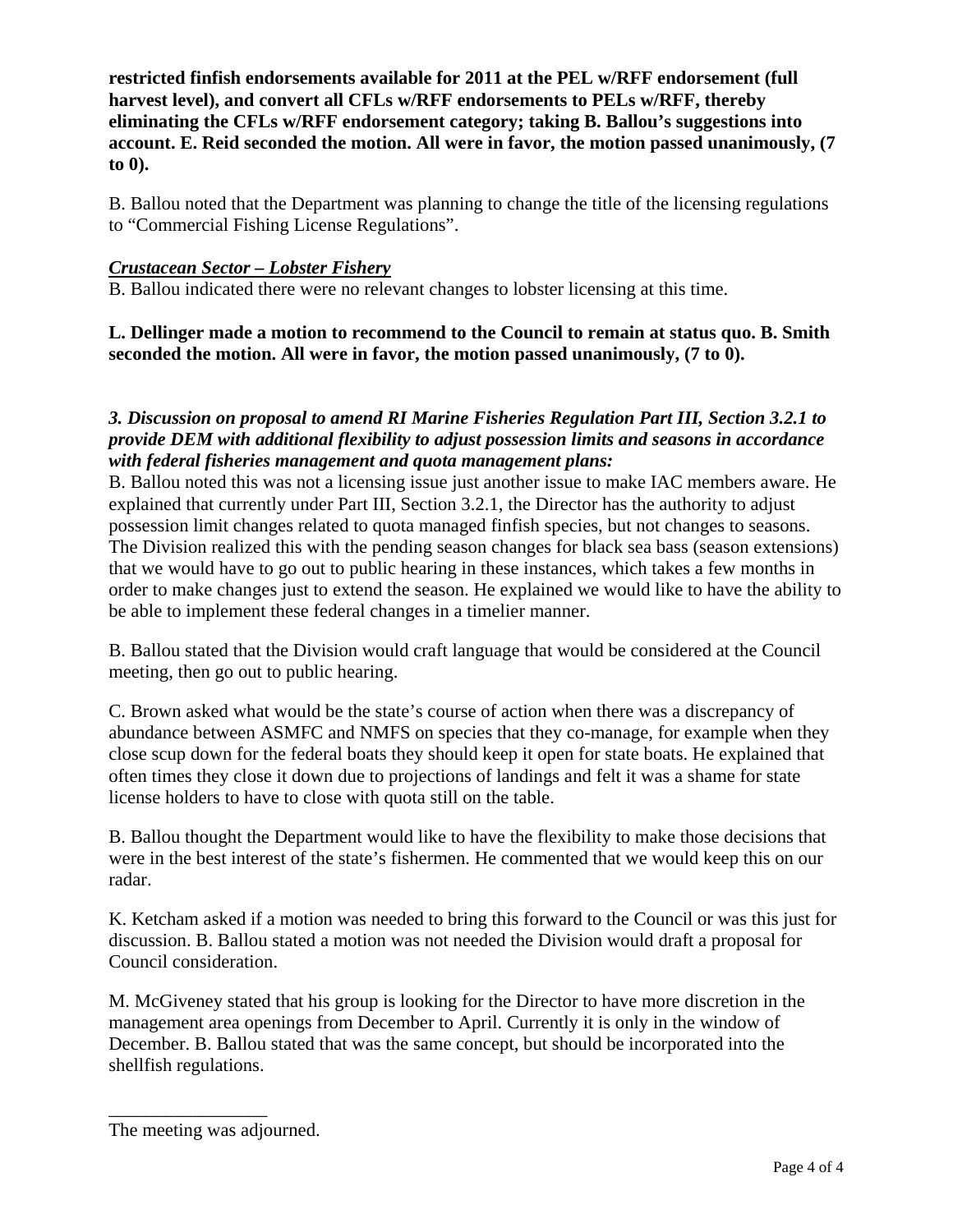**restricted finfish endorsements available for 2011 at the PEL w/RFF endorsement (full harvest level), and convert all CFLs w/RFF endorsements to PELs w/RFF, thereby eliminating the CFLs w/RFF endorsement category; taking B. Ballou's suggestions into account. E. Reid seconded the motion. All were in favor, the motion passed unanimously, (7 to 0).**

B. Ballou noted that the Department was planning to change the title of the licensing regulations to "Commercial Fishing License Regulations".

***Crustacean Sector – Lobster Fishery***

B. Ballou indicated there were no relevant changes to lobster licensing at this time.

**L. Dellinger made a motion to recommend to the Council to remain at status quo. B. Smith seconded the motion. All were in favor, the motion passed unanimously, (7 to 0).**

***3. Discussion on proposal to amend RI Marine Fisheries Regulation Part III, Section 3.2.1 to provide DEM with additional flexibility to adjust possession limits and seasons in accordance with federal fisheries management and quota management plans:***

B. Ballou noted this was not a licensing issue just another issue to make IAC members aware. He explained that currently under Part III, Section 3.2.1, the Director has the authority to adjust possession limit changes related to quota managed finfish species, but not changes to seasons. The Division realized this with the pending season changes for black sea bass (season extensions) that we would have to go out to public hearing in these instances, which takes a few months in order to make changes just to extend the season. He explained we would like to have the ability to be able to implement these federal changes in a timelier manner.

B. Ballou stated that the Division would craft language that would be considered at the Council meeting, then go out to public hearing.

C. Brown asked what would be the state's course of action when there was a discrepancy of abundance between ASMFC and NMFS on species that they co-manage, for example when they close scup down for the federal boats they should keep it open for state boats. He explained that often times they close it down due to projections of landings and felt it was a shame for state license holders to have to close with quota still on the table.

B. Ballou thought the Department would like to have the flexibility to make those decisions that were in the best interest of the state's fishermen. He commented that we would keep this on our radar.

K. Ketcham asked if a motion was needed to bring this forward to the Council or was this just for discussion. B. Ballou stated a motion was not needed the Division would draft a proposal for Council consideration.

M. McGiveney stated that his group is looking for the Director to have more discretion in the management area openings from December to April. Currently it is only in the window of December. B. Ballou stated that was the same concept, but should be incorporated into the shellfish regulations.

_________________

The meeting was adjourned.